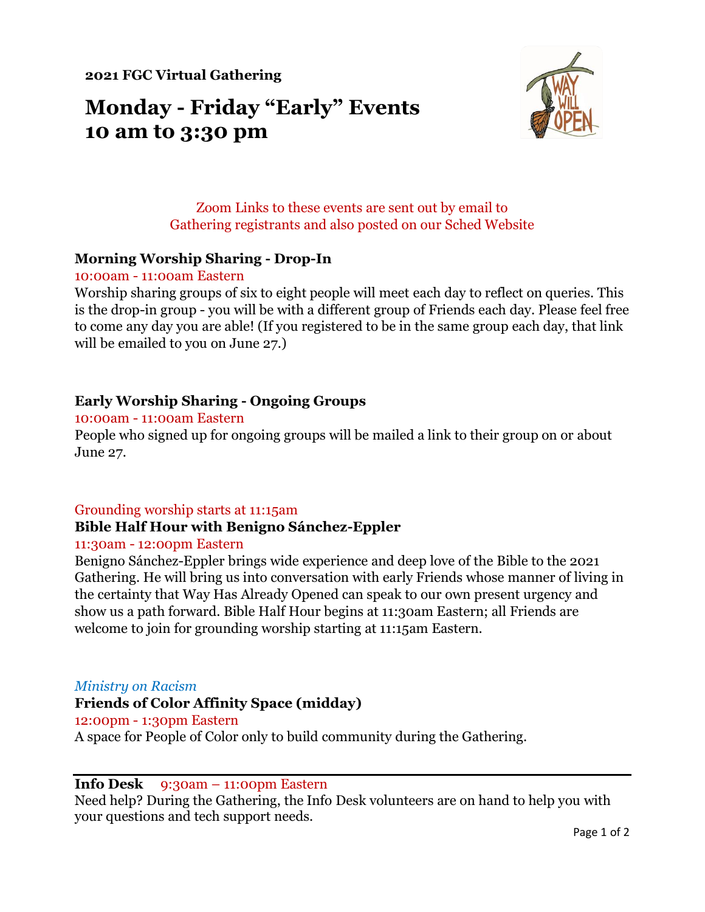**2021 FGC Virtual Gathering**

# Monday - Friday "Early" Events
# 10 am to 3:30 pm

Zoom Links to these events are sent out by email to
Gathering registrants and also posted on our Sched Website

### Morning Worship Sharing - Drop-In

10:00am - 11:00am Eastern

Worship sharing groups of six to eight people will meet each day to reflect on queries. This is the drop-in group - you will be with a different group of Friends each day. Please feel free to come any day you are able! (If you registered to be in the same group each day, that link will be emailed to you on June 27.)

### Early Worship Sharing - Ongoing Groups

10:00am - 11:00am Eastern

People who signed up for ongoing groups will be mailed a link to their group on or about June 27.

Grounding worship starts at 11:15am

### Bible Half Hour with Benigno Sánchez-Eppler

11:30am - 12:00pm Eastern

Benigno Sánchez-Eppler brings wide experience and deep love of the Bible to the 2021 Gathering. He will bring us into conversation with early Friends whose manner of living in the certainty that Way Has Already Opened can speak to our own present urgency and show us a path forward. Bible Half Hour begins at 11:30am Eastern; all Friends are welcome to join for grounding worship starting at 11:15am Eastern.

*Ministry on Racism*

### Friends of Color Affinity Space (midday)

12:00pm - 1:30pm Eastern

A space for People of Color only to build community during the Gathering.

---

**Info Desk** 9:30am – 11:00pm Eastern

Need help? During the Gathering, the Info Desk volunteers are on hand to help you with your questions and tech support needs.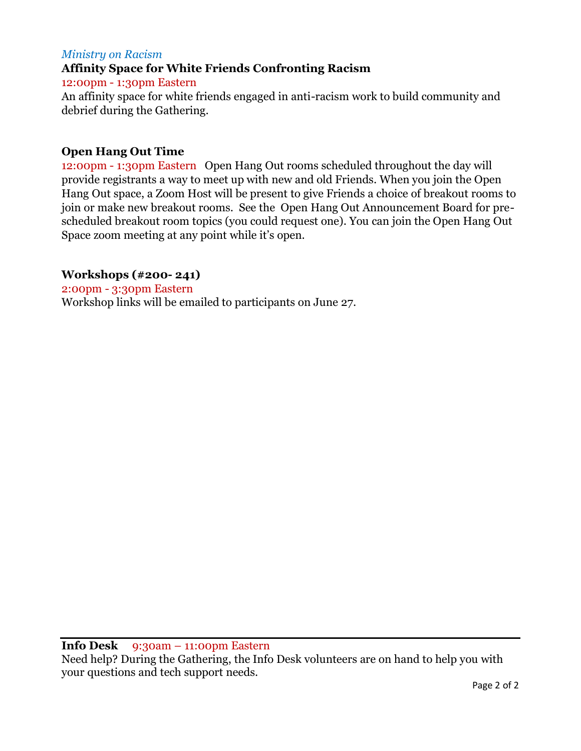*Ministry on Racism*

**Affinity Space for White Friends Confronting Racism**

12:00pm - 1:30pm Eastern

An affinity space for white friends engaged in anti-racism work to build community and debrief during the Gathering.

**Open Hang Out Time**

12:00pm - 1:30pm Eastern Open Hang Out rooms scheduled throughout the day will provide registrants a way to meet up with new and old Friends. When you join the Open Hang Out space, a Zoom Host will be present to give Friends a choice of breakout rooms to join or make new breakout rooms. See the Open Hang Out Announcement Board for pre-scheduled breakout room topics (you could request one). You can join the Open Hang Out Space zoom meeting at any point while it's open.

**Workshops (#200- 241)**

2:00pm - 3:30pm Eastern

Workshop links will be emailed to participants on June 27.

---

**Info Desk** 9:30am – 11:00pm Eastern

Need help? During the Gathering, the Info Desk volunteers are on hand to help you with your questions and tech support needs.